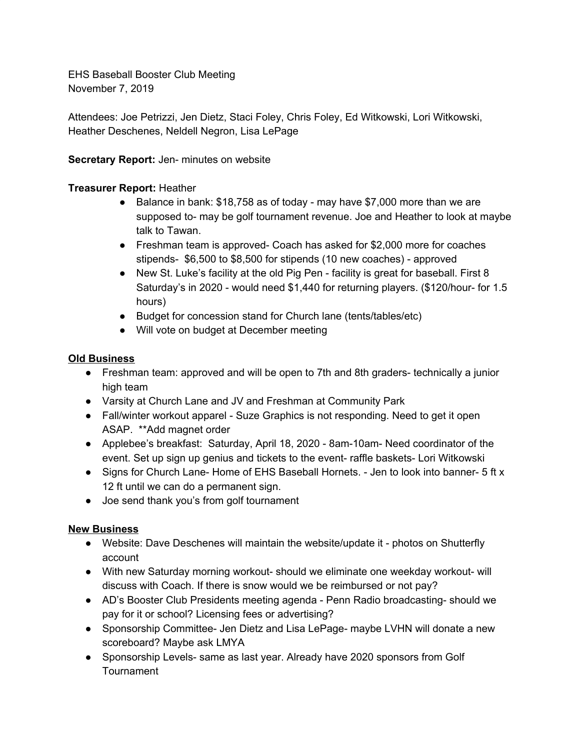EHS Baseball Booster Club Meeting
November 7, 2019

Attendees: Joe Petrizzi, Jen Dietz, Staci Foley, Chris Foley, Ed Witkowski, Lori Witkowski, Heather Deschenes, Neldell Negron, Lisa LePage

**Secretary Report:** Jen- minutes on website

**Treasurer Report:** Heather

- Balance in bank: $18,758 as of today - may have $7,000 more than we are supposed to- may be golf tournament revenue. Joe and Heather to look at maybe talk to Tawan.
- Freshman team is approved- Coach has asked for $2,000 more for coaches stipends- $6,500 to $8,500 for stipends (10 new coaches) - approved
- New St. Luke's facility at the old Pig Pen - facility is great for baseball. First 8 Saturday's in 2020 - would need $1,440 for returning players. ($120/hour- for 1.5 hours)
- Budget for concession stand for Church lane (tents/tables/etc)
- Will vote on budget at December meeting

## Old Business

- Freshman team: approved and will be open to 7th and 8th graders- technically a junior high team
- Varsity at Church Lane and JV and Freshman at Community Park
- Fall/winter workout apparel - Suze Graphics is not responding. Need to get it open ASAP. **Add magnet order
- Applebee's breakfast: Saturday, April 18, 2020 - 8am-10am- Need coordinator of the event. Set up sign up genius and tickets to the event- raffle baskets- Lori Witkowski
- Signs for Church Lane- Home of EHS Baseball Hornets. - Jen to look into banner- 5 ft x 12 ft until we can do a permanent sign.
- Joe send thank you's from golf tournament

## New Business

- Website: Dave Deschenes will maintain the website/update it - photos on Shutterfly account
- With new Saturday morning workout- should we eliminate one weekday workout- will discuss with Coach. If there is snow would we be reimbursed or not pay?
- AD's Booster Club Presidents meeting agenda - Penn Radio broadcasting- should we pay for it or school? Licensing fees or advertising?
- Sponsorship Committee- Jen Dietz and Lisa LePage- maybe LVHN will donate a new scoreboard? Maybe ask LMYA
- Sponsorship Levels- same as last year. Already have 2020 sponsors from Golf Tournament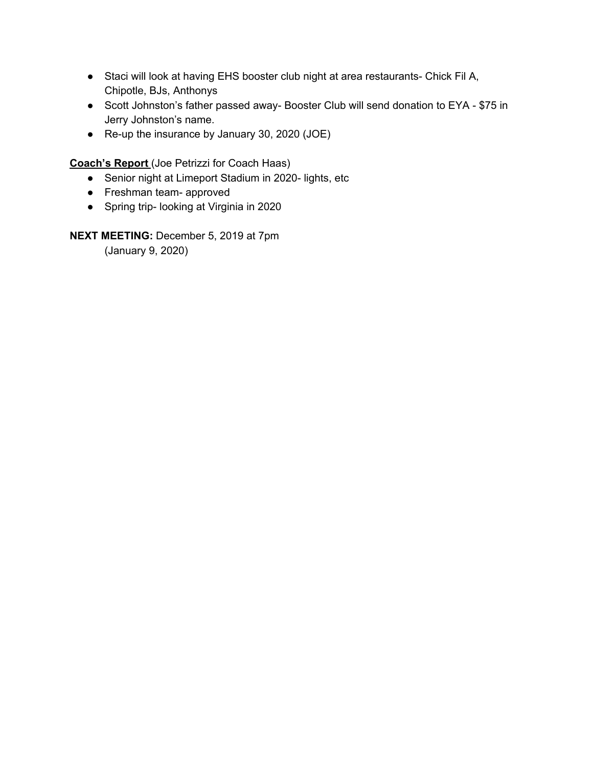- Staci will look at having EHS booster club night at area restaurants- Chick Fil A, Chipotle, BJs, Anthonys
- Scott Johnston's father passed away- Booster Club will send donation to EYA - $75 in Jerry Johnston's name.
- Re-up the insurance by January 30, 2020 (JOE)

**<u>Coach's Report</u>** (Joe Petrizzi for Coach Haas)

- Senior night at Limeport Stadium in 2020- lights, etc
- Freshman team- approved
- Spring trip- looking at Virginia in 2020

**NEXT MEETING:** December 5, 2019 at 7pm
(January 9, 2020)